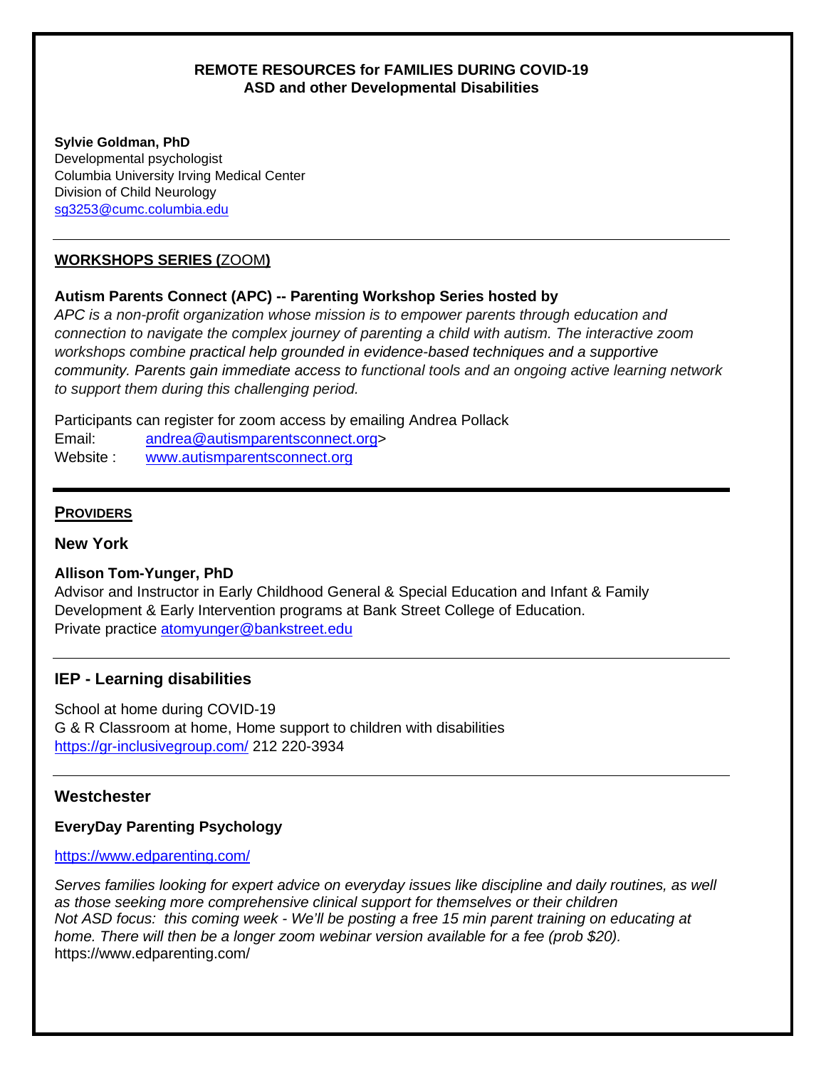**REMOTE RESOURCES for FAMILIES DURING COVID-19**
**ASD and other Developmental Disabilities**

**Sylvie Goldman, PhD**
Developmental psychologist
Columbia University Irving Medical Center
Division of Child Neurology
sg3253@cumc.columbia.edu

---

## WORKSHOPS SERIES (ZOOM)

**Autism Parents Connect (APC) -- Parenting Workshop Series hosted by**
*APC is a non-profit organization whose mission is to empower parents through education and connection to navigate the complex journey of parenting a child with autism. The interactive zoom workshops combine practical help grounded in evidence-based techniques and a supportive community. Parents gain immediate access to functional tools and an ongoing active learning network to support them during this challenging period.*

Participants can register for zoom access by emailing Andrea Pollack
Email: andrea@autismparentsconnect.org>
Website : www.autismparentsconnect.org

---

## PROVIDERS

### New York

**Allison Tom-Yunger, PhD**
Advisor and Instructor in Early Childhood General & Special Education and Infant & Family Development & Early Intervention programs at Bank Street College of Education.
Private practice atomyunger@bankstreet.edu

---

### IEP - Learning disabilities

School at home during COVID-19
G & R Classroom at home, Home support to children with disabilities
https://gr-inclusivegroup.com/ 212 220-3934

---

### Westchester

**EveryDay Parenting Psychology**

https://www.edparenting.com/

*Serves families looking for expert advice on everyday issues like discipline and daily routines, as well as those seeking more comprehensive clinical support for themselves or their children*
*Not ASD focus: this coming week - We'll be posting a free 15 min parent training on educating at home. There will then be a longer zoom webinar version available for a fee (prob $20).*
https://www.edparenting.com/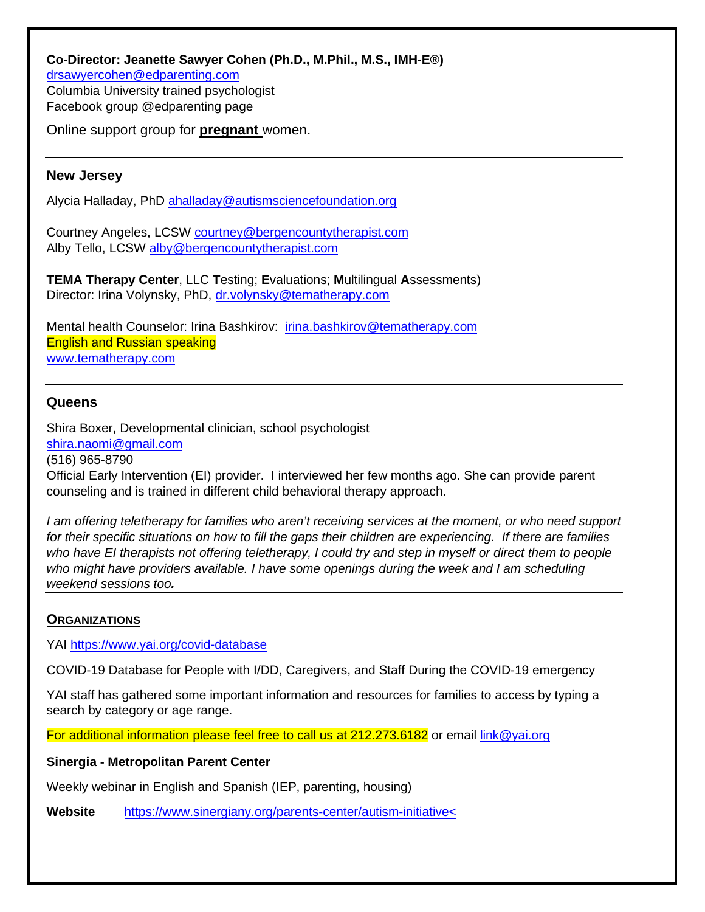**Co-Director: Jeanette Sawyer Cohen (Ph.D., M.Phil., M.S., IMH-E®)**
drsawyercohen@edparenting.com
Columbia University trained psychologist
Facebook group @edparenting page

Online support group for **pregnant** women.

---

## New Jersey

Alycia Halladay, PhD ahalladay@autismsciencefoundation.org

Courtney Angeles, LCSW courtney@bergencountytherapist.com
Alby Tello, LCSW alby@bergencountytherapist.com

**TEMA Therapy Center**, LLC **T**esting; **E**valuations; **M**ultilingual **A**ssessments)
Director: Irina Volynsky, PhD, dr.volynsky@tematherapy.com

Mental health Counselor: Irina Bashkirov: irina.bashkirov@tematherapy.com
English and Russian speaking
www.tematherapy.com

---

## Queens

Shira Boxer, Developmental clinician, school psychologist
shira.naomi@gmail.com
(516) 965-8790
Official Early Intervention (EI) provider. I interviewed her few months ago. She can provide parent counseling and is trained in different child behavioral therapy approach.

*I am offering teletherapy for families who aren't receiving services at the moment, or who need support for their specific situations on how to fill the gaps their children are experiencing. If there are families who have EI therapists not offering teletherapy, I could try and step in myself or direct them to people who might have providers available. I have some openings during the week and I am scheduling weekend sessions too.*

---

## ORGANIZATIONS

YAI https://www.yai.org/covid-database

COVID-19 Database for People with I/DD, Caregivers, and Staff During the COVID-19 emergency

YAI staff has gathered some important information and resources for families to access by typing a search by category or age range.

For additional information please feel free to call us at 212.273.6182 or email link@yai.org

---

**Sinergia - Metropolitan Parent Center**

Weekly webinar in English and Spanish (IEP, parenting, housing)

**Website** https://www.sinergiany.org/parents-center/autism-initiative<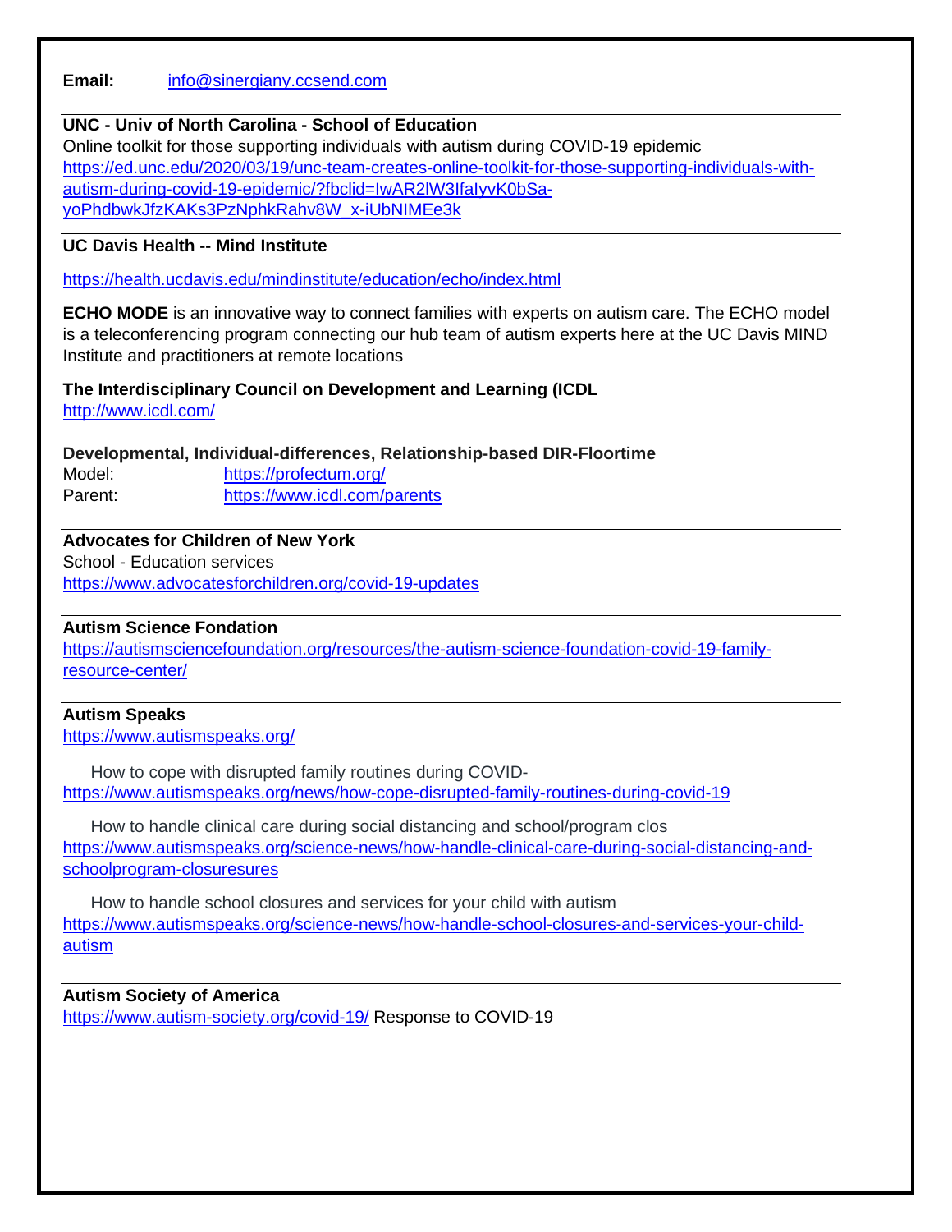**Email:** info@sinergiany.ccsend.com

---

**UNC - Univ of North Carolina - School of Education**
Online toolkit for those supporting individuals with autism during COVID-19 epidemic
https://ed.unc.edu/2020/03/19/unc-team-creates-online-toolkit-for-those-supporting-individuals-with-autism-during-covid-19-epidemic/?fbclid=IwAR2lW3IfaIyvK0bSa-yoPhdbwkJfzKAKs3PzNphkRahv8W_x-iUbNIMEe3k

---

**UC Davis Health -- Mind Institute**

https://health.ucdavis.edu/mindinstitute/education/echo/index.html

**ECHO MODE** is an innovative way to connect families with experts on autism care. The ECHO model is a teleconferencing program connecting our hub team of autism experts here at the UC Davis MIND Institute and practitioners at remote locations

**The Interdisciplinary Council on Development and Learning (ICDL**
http://www.icdl.com/

**Developmental, Individual-differences, Relationship-based DIR-Floortime**
Model: https://profectum.org/
Parent: https://www.icdl.com/parents

---

**Advocates for Children of New York**
School - Education services
https://www.advocatesforchildren.org/covid-19-updates

---

**Autism Science Fondation**
https://autismsciencefoundation.org/resources/the-autism-science-foundation-covid-19-family-resource-center/

---

**Autism Speaks**
https://www.autismspeaks.org/

How to cope with disrupted family routines during COVID-
https://www.autismspeaks.org/news/how-cope-disrupted-family-routines-during-covid-19

How to handle clinical care during social distancing and school/program clos
https://www.autismspeaks.org/science-news/how-handle-clinical-care-during-social-distancing-and-schoolprogram-closuresures

How to handle school closures and services for your child with autism
https://www.autismspeaks.org/science-news/how-handle-school-closures-and-services-your-child-autism

---

**Autism Society of America**
https://www.autism-society.org/covid-19/ Response to COVID-19

---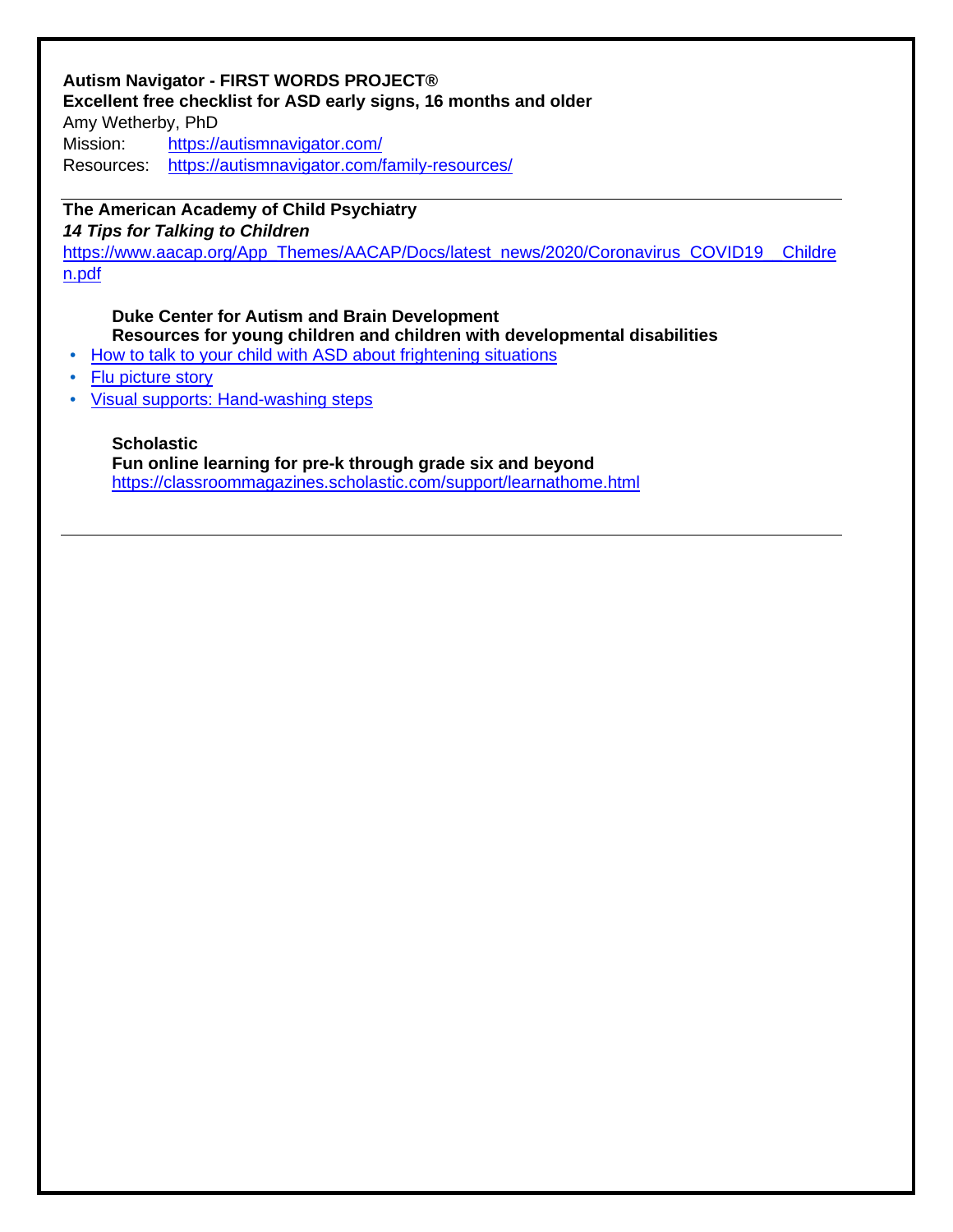**Autism Navigator - FIRST WORDS PROJECT®**
**Excellent free checklist for ASD early signs, 16 months and older**
Amy Wetherby, PhD
Mission: https://autismnavigator.com/
Resources: https://autismnavigator.com/family-resources/

---

**The American Academy of Child Psychiatry**
***14 Tips for Talking to Children***
https://www.aacap.org/App_Themes/AACAP/Docs/latest_news/2020/Coronavirus_COVID19__Children.pdf

**Duke Center for Autism and Brain Development**
**Resources for young children and children with developmental disabilities**

- How to talk to your child with ASD about frightening situations
- Flu picture story
- Visual supports: Hand-washing steps

**Scholastic**
**Fun online learning for pre-k through grade six and beyond**
https://classroommagazines.scholastic.com/support/learnathome.html

---